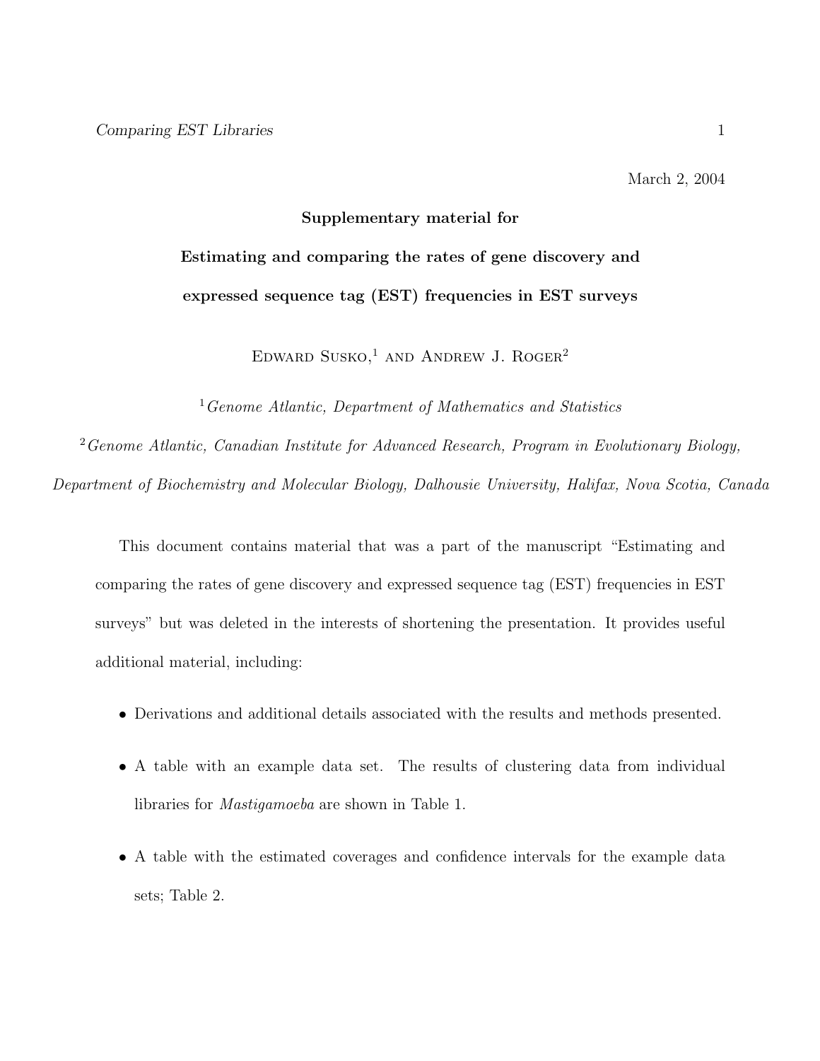March 2, 2004

**Supplementary material for**

# Estimating and comparing the rates of gene discovery and expressed sequence tag (EST) frequencies in EST surveys

Edward Susko,[1] and Andrew J. Roger[2]

[1] *Genome Atlantic, Department of Mathematics and Statistics*

[2] *Genome Atlantic, Canadian Institute for Advanced Research, Program in Evolutionary Biology, Department of Biochemistry and Molecular Biology, Dalhousie University, Halifax, Nova Scotia, Canada*

This document contains material that was a part of the manuscript "Estimating and comparing the rates of gene discovery and expressed sequence tag (EST) frequencies in EST surveys" but was deleted in the interests of shortening the presentation. It provides useful additional material, including:

- Derivations and additional details associated with the results and methods presented.
- A table with an example data set. The results of clustering data from individual libraries for *Mastigamoeba* are shown in Table 1.
- A table with the estimated coverages and confidence intervals for the example data sets; Table 2.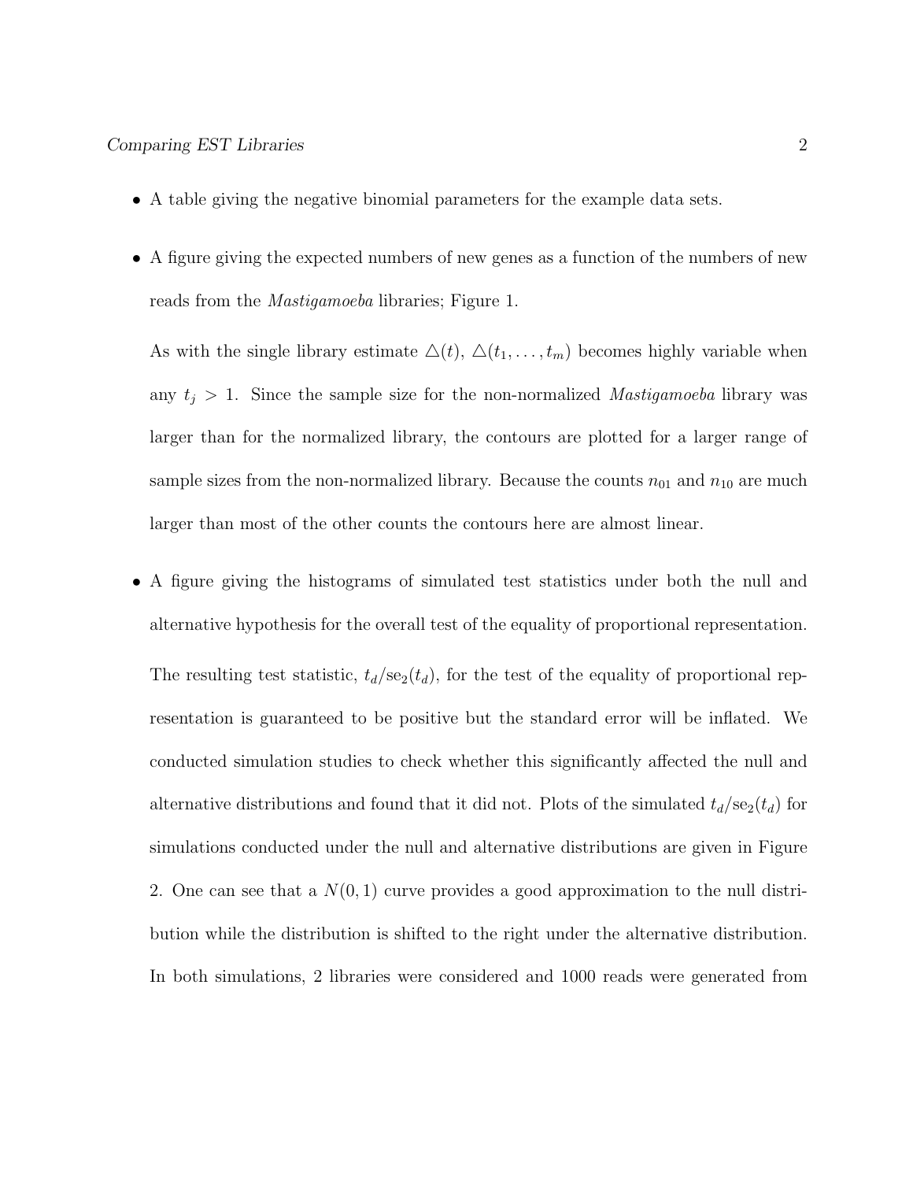- A table giving the negative binomial parameters for the example data sets.

- A figure giving the expected numbers of new genes as a function of the numbers of new reads from the *Mastigamoeba* libraries; Figure 1.

  As with the single library estimate $\triangle(t)$, $\triangle(t_1, \ldots, t_m)$ becomes highly variable when any $t_j > 1$. Since the sample size for the non-normalized *Mastigamoeba* library was larger than for the normalized library, the contours are plotted for a larger range of sample sizes from the non-normalized library. Because the counts $n_{01}$ and $n_{10}$ are much larger than most of the other counts the contours here are almost linear.

- A figure giving the histograms of simulated test statistics under both the null and alternative hypothesis for the overall test of the equality of proportional representation.

  The resulting test statistic, $t_d/\text{se}_2(t_d)$, for the test of the equality of proportional representation is guaranteed to be positive but the standard error will be inflated. We conducted simulation studies to check whether this significantly affected the null and alternative distributions and found that it did not. Plots of the simulated $t_d/\text{se}_2(t_d)$ for simulations conducted under the null and alternative distributions are given in Figure 2. One can see that a $N(0, 1)$ curve provides a good approximation to the null distribution while the distribution is shifted to the right under the alternative distribution. In both simulations, 2 libraries were considered and 1000 reads were generated from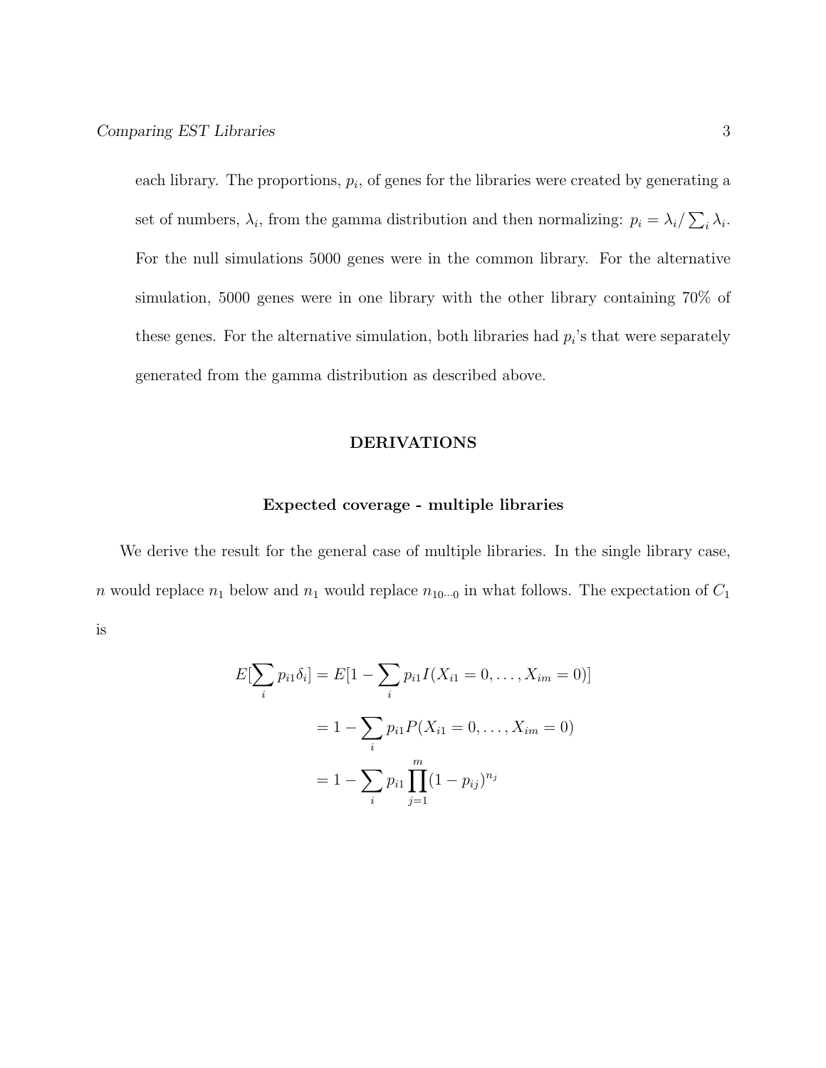each library. The proportions, $p_i$, of genes for the libraries were created by generating a set of numbers, $\lambda_i$, from the gamma distribution and then normalizing: $p_i = \lambda_i / \sum_i \lambda_i$. For the null simulations 5000 genes were in the common library. For the alternative simulation, 5000 genes were in one library with the other library containing 70% of these genes. For the alternative simulation, both libraries had $p_i$'s that were separately generated from the gamma distribution as described above.

## DERIVATIONS

### Expected coverage - multiple libraries

We derive the result for the general case of multiple libraries. In the single library case, $n$ would replace $n_1$ below and $n_1$ would replace $n_{10\cdots0}$ in what follows. The expectation of $C_1$ is

$$
\begin{aligned}
E[\sum_i p_{i1}\delta_i] &= E[1 - \sum_i p_{i1} I(X_{i1} = 0, \ldots, X_{im} = 0)] \\
&= 1 - \sum_i p_{i1} P(X_{i1} = 0, \ldots, X_{im} = 0) \\
&= 1 - \sum_i p_{i1} \prod_{j=1}^{m} (1 - p_{ij})^{n_j}
\end{aligned}
$$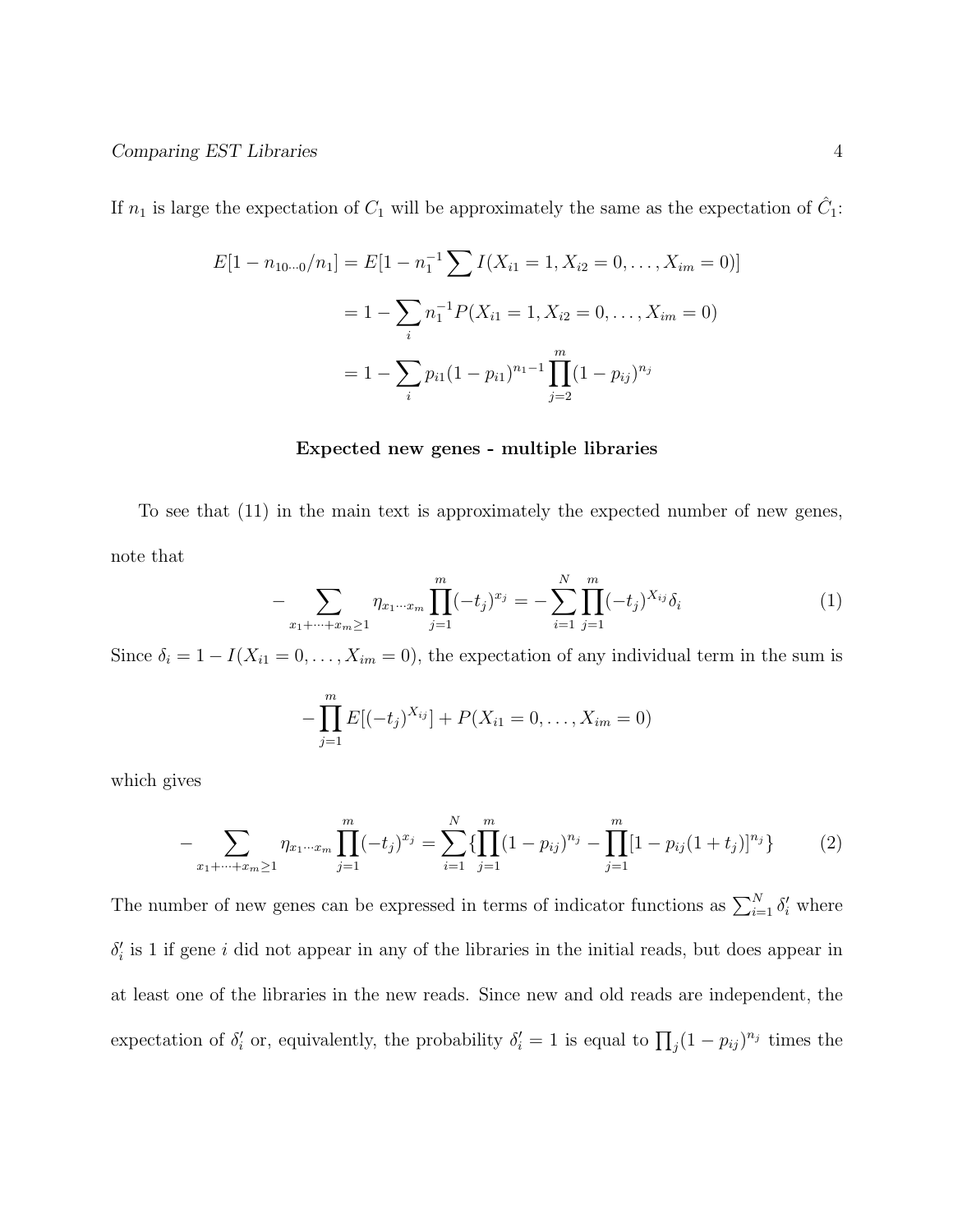If $n_1$ is large the expectation of $C_1$ will be approximately the same as the expectation of $\hat{C}_1$:

$$
\begin{aligned}
E[1 - n_{10\cdots 0}/n_1] &= E[1 - n_1^{-1} \sum I(X_{i1} = 1, X_{i2} = 0, \ldots, X_{im} = 0)] \\
&= 1 - \sum_i n_1^{-1} P(X_{i1} = 1, X_{i2} = 0, \ldots, X_{im} = 0) \\
&= 1 - \sum_i p_{i1}(1 - p_{i1})^{n_1 - 1} \prod_{j=2}^{m} (1 - p_{ij})^{n_j}
\end{aligned}
$$

**Expected new genes - multiple libraries**

To see that (11) in the main text is approximately the expected number of new genes, note that

$$
- \sum_{x_1 + \cdots + x_m \geq 1} \eta_{x_1 \cdots x_m} \prod_{j=1}^{m} (-t_j)^{x_j} = - \sum_{i=1}^{N} \prod_{j=1}^{m} (-t_j)^{X_{ij}} \delta_i \tag{1}
$$

Since $\delta_i = 1 - I(X_{i1} = 0, \ldots, X_{im} = 0)$, the expectation of any individual term in the sum is

$$
- \prod_{j=1}^{m} E[(-t_j)^{X_{ij}}] + P(X_{i1} = 0, \ldots, X_{im} = 0)
$$

which gives

$$
- \sum_{x_1 + \cdots + x_m \geq 1} \eta_{x_1 \cdots x_m} \prod_{j=1}^{m} (-t_j)^{x_j} = \sum_{i=1}^{N} \{ \prod_{j=1}^{m} (1 - p_{ij})^{n_j} - \prod_{j=1}^{m} [1 - p_{ij}(1 + t_j)]^{n_j} \} \tag{2}
$$

The number of new genes can be expressed in terms of indicator functions as $\sum_{i=1}^{N} \delta_i'$ where $\delta_i'$ is 1 if gene $i$ did not appear in any of the libraries in the initial reads, but does appear in at least one of the libraries in the new reads. Since new and old reads are independent, the expectation of $\delta_i'$ or, equivalently, the probability $\delta_i' = 1$ is equal to $\prod_j (1 - p_{ij})^{n_j}$ times the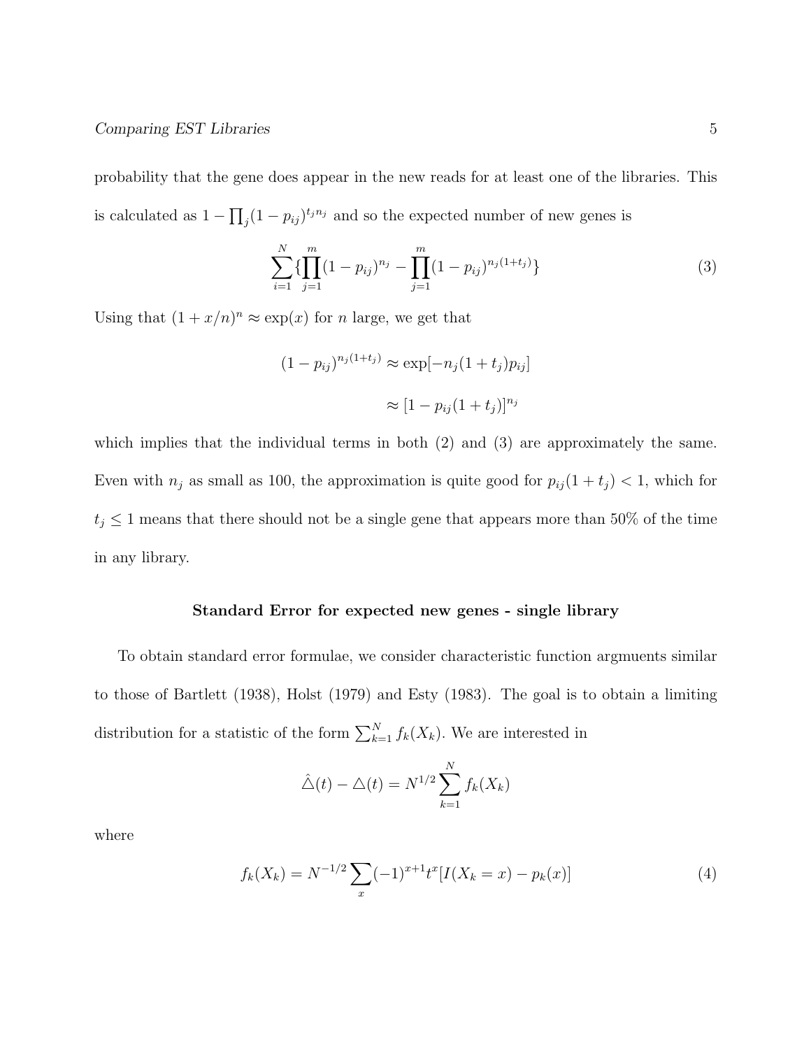probability that the gene does appear in the new reads for at least one of the libraries. This is calculated as $1 - \prod_j (1 - p_{ij})^{t_j n_j}$ and so the expected number of new genes is

$$\sum_{i=1}^{N} \{ \prod_{j=1}^{m} (1 - p_{ij})^{n_j} - \prod_{j=1}^{m} (1 - p_{ij})^{n_j(1+t_j)} \} \tag{3}$$

Using that $(1 + x/n)^n \approx \exp(x)$ for $n$ large, we get that

$$(1 - p_{ij})^{n_j(1+t_j)} \approx \exp[-n_j(1 + t_j)p_{ij}]$$

$$\approx [1 - p_{ij}(1 + t_j)]^{n_j}$$

which implies that the individual terms in both (2) and (3) are approximately the same. Even with $n_j$ as small as 100, the approximation is quite good for $p_{ij}(1 + t_j) < 1$, which for $t_j \leq 1$ means that there should not be a single gene that appears more than 50% of the time in any library.

## Standard Error for expected new genes - single library

To obtain standard error formulae, we consider characteristic function argmuents similar to those of Bartlett (1938), Holst (1979) and Esty (1983). The goal is to obtain a limiting distribution for a statistic of the form $\sum_{k=1}^{N} f_k(X_k)$. We are interested in

$$\hat{\triangle}(t) - \triangle(t) = N^{1/2} \sum_{k=1}^{N} f_k(X_k)$$

where

$$f_k(X_k) = N^{-1/2} \sum_x (-1)^{x+1} t^x [I(X_k = x) - p_k(x)] \tag{4}$$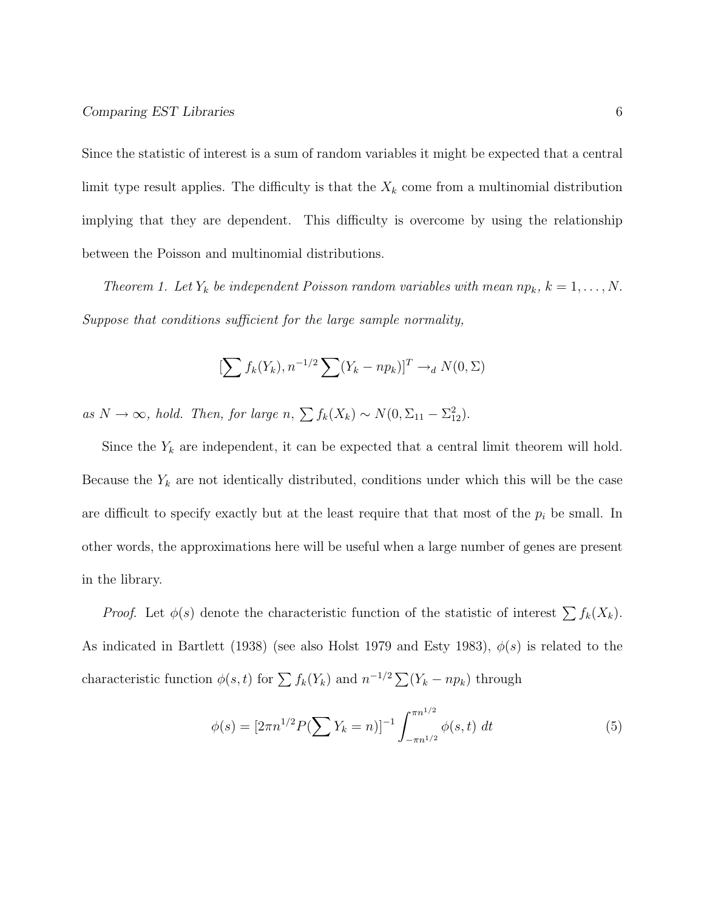Since the statistic of interest is a sum of random variables it might be expected that a central limit type result applies. The difficulty is that the $X_k$ come from a multinomial distribution implying that they are dependent. This difficulty is overcome by using the relationship between the Poisson and multinomial distributions.

*Theorem 1. Let $Y_k$ be independent Poisson random variables with mean $np_k$, $k = 1, \ldots, N$. Suppose that conditions sufficient for the large sample normality,*

$$[\sum f_k(Y_k), n^{-1/2} \sum (Y_k - np_k)]^T \rightarrow_d N(0, \Sigma)$$

*as $N \rightarrow \infty$, hold. Then, for large $n$, $\sum f_k(X_k) \sim N(0, \Sigma_{11} - \Sigma_{12}^2)$.*

Since the $Y_k$ are independent, it can be expected that a central limit theorem will hold. Because the $Y_k$ are not identically distributed, conditions under which this will be the case are difficult to specify exactly but at the least require that that most of the $p_i$ be small. In other words, the approximations here will be useful when a large number of genes are present in the library.

*Proof.* Let $\phi(s)$ denote the characteristic function of the statistic of interest $\sum f_k(X_k)$. As indicated in Bartlett (1938) (see also Holst 1979 and Esty 1983), $\phi(s)$ is related to the characteristic function $\phi(s,t)$ for $\sum f_k(Y_k)$ and $n^{-1/2} \sum (Y_k - np_k)$ through

$$\phi(s) = [2\pi n^{1/2} P(\sum Y_k = n)]^{-1} \int_{-\pi n^{1/2}}^{\pi n^{1/2}} \phi(s,t) \, dt \tag{5}$$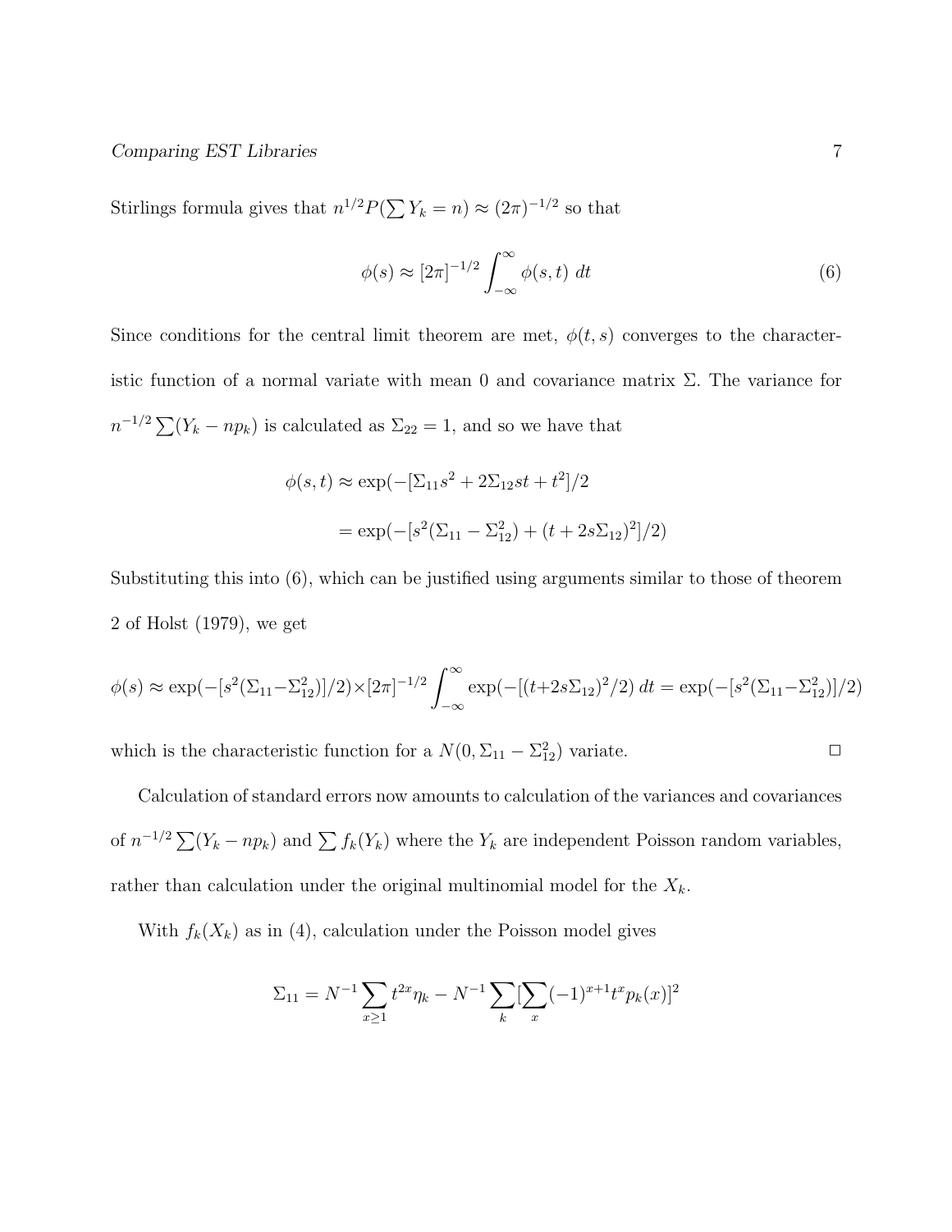Stirlings formula gives that $n^{1/2}P(\sum Y_k = n) \approx (2\pi)^{-1/2}$ so that

$$\phi(s) \approx [2\pi]^{-1/2} \int_{-\infty}^{\infty} \phi(s,t) \, dt \tag{6}$$

Since conditions for the central limit theorem are met, $\phi(t,s)$ converges to the characteristic function of a normal variate with mean 0 and covariance matrix $\Sigma$. The variance for $n^{-1/2}\sum(Y_k - np_k)$ is calculated as $\Sigma_{22} = 1$, and so we have that

$$\begin{aligned}
\phi(s,t) &\approx \exp(-[\Sigma_{11}s^2 + 2\Sigma_{12}st + t^2]/2 \\
&= \exp(-[s^2(\Sigma_{11} - \Sigma_{12}^2) + (t + 2s\Sigma_{12})^2]/2)
\end{aligned}$$

Substituting this into (6), which can be justified using arguments similar to those of theorem 2 of Holst (1979), we get

$$\phi(s) \approx \exp(-[s^2(\Sigma_{11} - \Sigma_{12}^2)]/2) \times [2\pi]^{-1/2} \int_{-\infty}^{\infty} \exp(-[(t+2s\Sigma_{12})^2/2) \, dt = \exp(-[s^2(\Sigma_{11} - \Sigma_{12}^2)]/2)$$

which is the characteristic function for a $N(0, \Sigma_{11} - \Sigma_{12}^2)$ variate. □

Calculation of standard errors now amounts to calculation of the variances and covariances of $n^{-1/2}\sum(Y_k - np_k)$ and $\sum f_k(Y_k)$ where the $Y_k$ are independent Poisson random variables, rather than calculation under the original multinomial model for the $X_k$.

With $f_k(X_k)$ as in (4), calculation under the Poisson model gives

$$\Sigma_{11} = N^{-1} \sum_{x \geq 1} t^{2x} \eta_k - N^{-1} \sum_k [\sum_x (-1)^{x+1} t^x p_k(x)]^2$$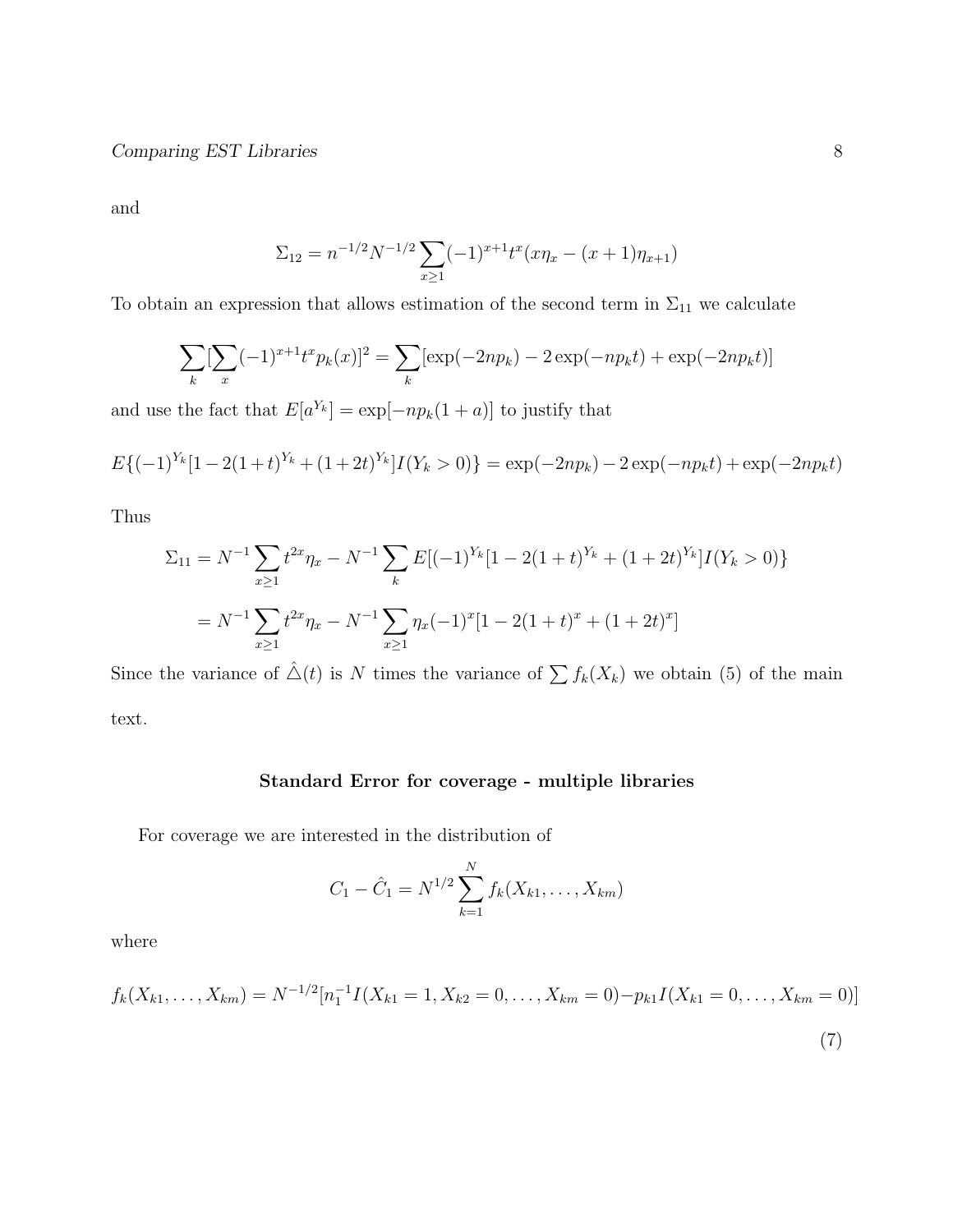and

$$\Sigma_{12} = n^{-1/2} N^{-1/2} \sum_{x \geq 1} (-1)^{x+1} t^x (x\eta_x - (x+1)\eta_{x+1})$$

To obtain an expression that allows estimation of the second term in $\Sigma_{11}$ we calculate

$$\sum_k [\sum_x (-1)^{x+1} t^x p_k(x)]^2 = \sum_k [\exp(-2np_k) - 2\exp(-np_k t) + \exp(-2np_k t)]$$

and use the fact that $E[a^{Y_k}] = \exp[-np_k(1+a)]$ to justify that

$$E\{(-1)^{Y_k}[1 - 2(1+t)^{Y_k} + (1+2t)^{Y_k}]I(Y_k > 0)\} = \exp(-2np_k) - 2\exp(-np_k t) + \exp(-2np_k t)$$

Thus

$$\begin{aligned}
\Sigma_{11} &= N^{-1} \sum_{x \geq 1} t^{2x} \eta_x - N^{-1} \sum_k E[(-1)^{Y_k}[1 - 2(1+t)^{Y_k} + (1+2t)^{Y_k}]I(Y_k > 0)\} \\
&= N^{-1} \sum_{x \geq 1} t^{2x} \eta_x - N^{-1} \sum_{x \geq 1} \eta_x (-1)^x [1 - 2(1+t)^x + (1+2t)^x]
\end{aligned}$$

Since the variance of $\hat{\triangle}(t)$ is $N$ times the variance of $\sum f_k(X_k)$ we obtain (5) of the main text.

### Standard Error for coverage - multiple libraries

For coverage we are interested in the distribution of

$$C_1 - \hat{C}_1 = N^{1/2} \sum_{k=1}^{N} f_k(X_{k1}, \ldots, X_{km})$$

where

$$f_k(X_{k1}, \ldots, X_{km}) = N^{-1/2}[n_1^{-1} I(X_{k1} = 1, X_{k2} = 0, \ldots, X_{km} = 0) - p_{k1} I(X_{k1} = 0, \ldots, X_{km} = 0)] \tag{7}$$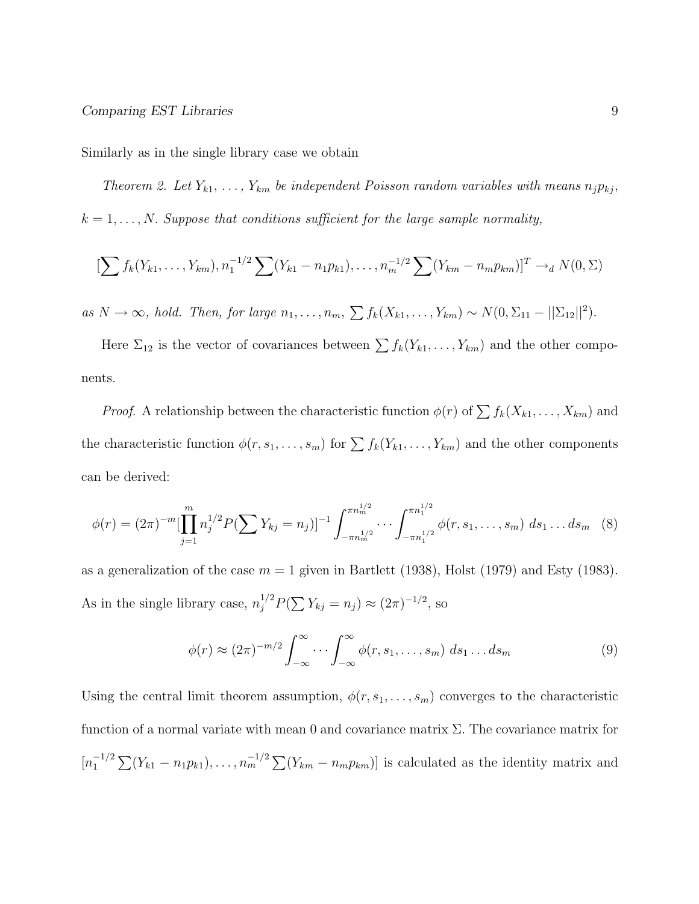Similarly as in the single library case we obtain

*Theorem 2. Let $Y_{k1}, \ldots, Y_{km}$ be independent Poisson random variables with means $n_j p_{kj}$, $k = 1, \ldots, N$. Suppose that conditions sufficient for the large sample normality,*

$$[\sum f_k(Y_{k1}, \ldots, Y_{km}), n_1^{-1/2} \sum (Y_{k1} - n_1 p_{k1}), \ldots, n_m^{-1/2} \sum (Y_{km} - n_m p_{km})]^T \rightarrow_d N(0, \Sigma)$$

*as $N \to \infty$, hold. Then, for large $n_1, \ldots, n_m$, $\sum f_k(X_{k1}, \ldots, Y_{km}) \sim N(0, \Sigma_{11} - ||\Sigma_{12}||^2)$.*

Here $\Sigma_{12}$ is the vector of covariances between $\sum f_k(Y_{k1}, \ldots, Y_{km})$ and the other components.

*Proof.* A relationship between the characteristic function $\phi(r)$ of $\sum f_k(X_{k1}, \ldots, X_{km})$ and the characteristic function $\phi(r, s_1, \ldots, s_m)$ for $\sum f_k(Y_{k1}, \ldots, Y_{km})$ and the other components can be derived:

$$\phi(r) = (2\pi)^{-m} [\prod_{j=1}^{m} n_j^{1/2} P(\sum Y_{kj} = n_j)]^{-1} \int_{-\pi n_m^{1/2}}^{\pi n_m^{1/2}} \cdots \int_{-\pi n_1^{1/2}}^{\pi n_1^{1/2}} \phi(r, s_1, \ldots, s_m) \, ds_1 \ldots ds_m \quad (8)$$

as a generalization of the case $m = 1$ given in Bartlett (1938), Holst (1979) and Esty (1983). As in the single library case, $n_j^{1/2} P(\sum Y_{kj} = n_j) \approx (2\pi)^{-1/2}$, so

$$\phi(r) \approx (2\pi)^{-m/2} \int_{-\infty}^{\infty} \cdots \int_{-\infty}^{\infty} \phi(r, s_1, \ldots, s_m) \, ds_1 \ldots ds_m \quad (9)$$

Using the central limit theorem assumption, $\phi(r, s_1, \ldots, s_m)$ converges to the characteristic function of a normal variate with mean 0 and covariance matrix $\Sigma$. The covariance matrix for $[n_1^{-1/2} \sum (Y_{k1} - n_1 p_{k1}), \ldots, n_m^{-1/2} \sum (Y_{km} - n_m p_{km})]$ is calculated as the identity matrix and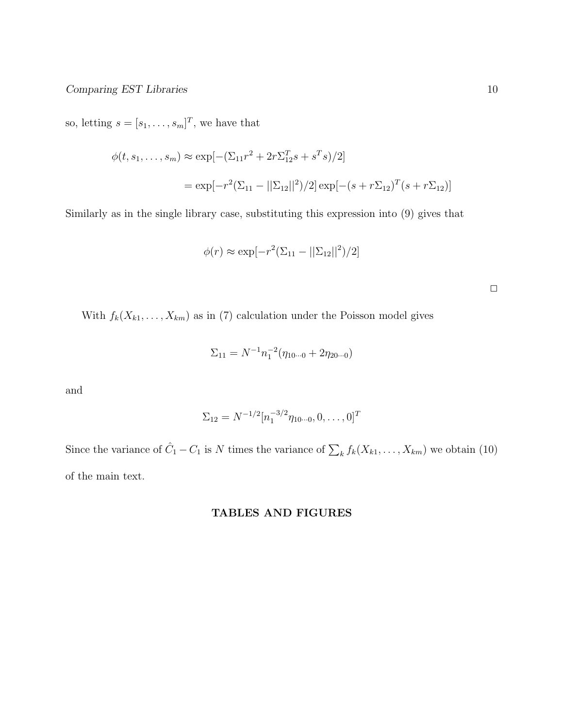so, letting $s = [s_1, \ldots, s_m]^T$, we have that

$$
\begin{aligned}
\phi(t, s_1, \ldots, s_m) &\approx \exp[-(\Sigma_{11} r^2 + 2r\Sigma_{12}^T s + s^T s)/2] \\
&= \exp[-r^2(\Sigma_{11} - ||\Sigma_{12}||^2)/2] \exp[-(s + r\Sigma_{12})^T (s + r\Sigma_{12})]
\end{aligned}
$$

Similarly as in the single library case, substituting this expression into (9) gives that

$$
\phi(r) \approx \exp[-r^2(\Sigma_{11} - ||\Sigma_{12}||^2)/2]
$$

□

With $f_k(X_{k1}, \ldots, X_{km})$ as in (7) calculation under the Poisson model gives

$$
\Sigma_{11} = N^{-1} n_1^{-2} (\eta_{10\cdots 0} + 2\eta_{20\cdots 0})
$$

and

$$
\Sigma_{12} = N^{-1/2} [n_1^{-3/2} \eta_{10\cdots 0}, 0, \ldots, 0]^T
$$

Since the variance of $\hat{C}_1 - C_1$ is $N$ times the variance of $\sum_k f_k(X_{k1}, \ldots, X_{km})$ we obtain (10) of the main text.

## TABLES AND FIGURES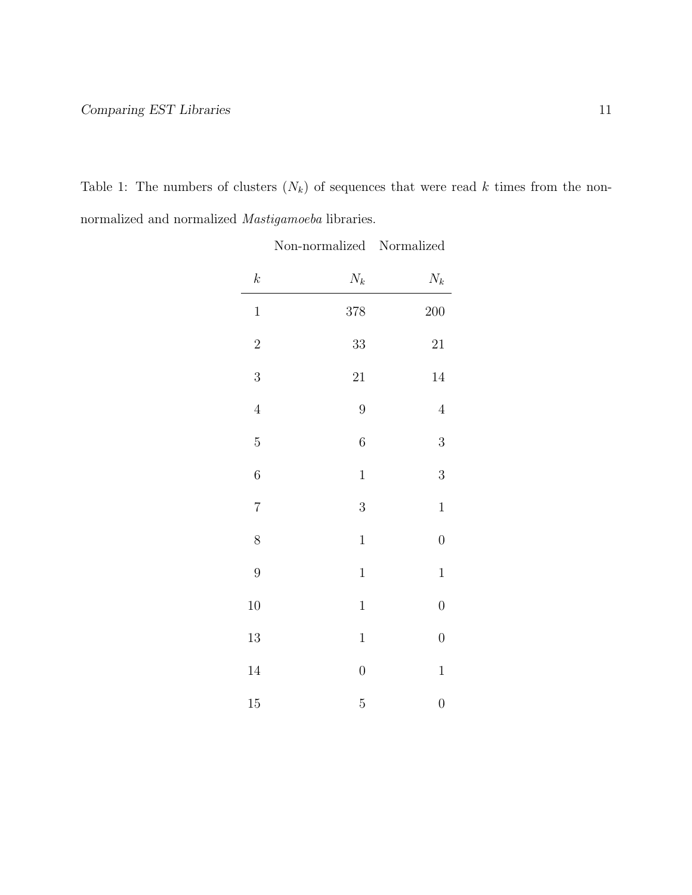Table 1: The numbers of clusters ($N_k$) of sequences that were read $k$ times from the non-normalized and normalized *Mastigamoeba* libraries.

| | Non-normalized | Normalized |
|---|---|---|
| $k$ | $N_k$ | $N_k$ |
| 1 | 378 | 200 |
| 2 | 33 | 21 |
| 3 | 21 | 14 |
| 4 | 9 | 4 |
| 5 | 6 | 3 |
| 6 | 1 | 3 |
| 7 | 3 | 1 |
| 8 | 1 | 0 |
| 9 | 1 | 1 |
| 10 | 1 | 0 |
| 13 | 1 | 0 |
| 14 | 0 | 1 |
| 15 | 5 | 0 |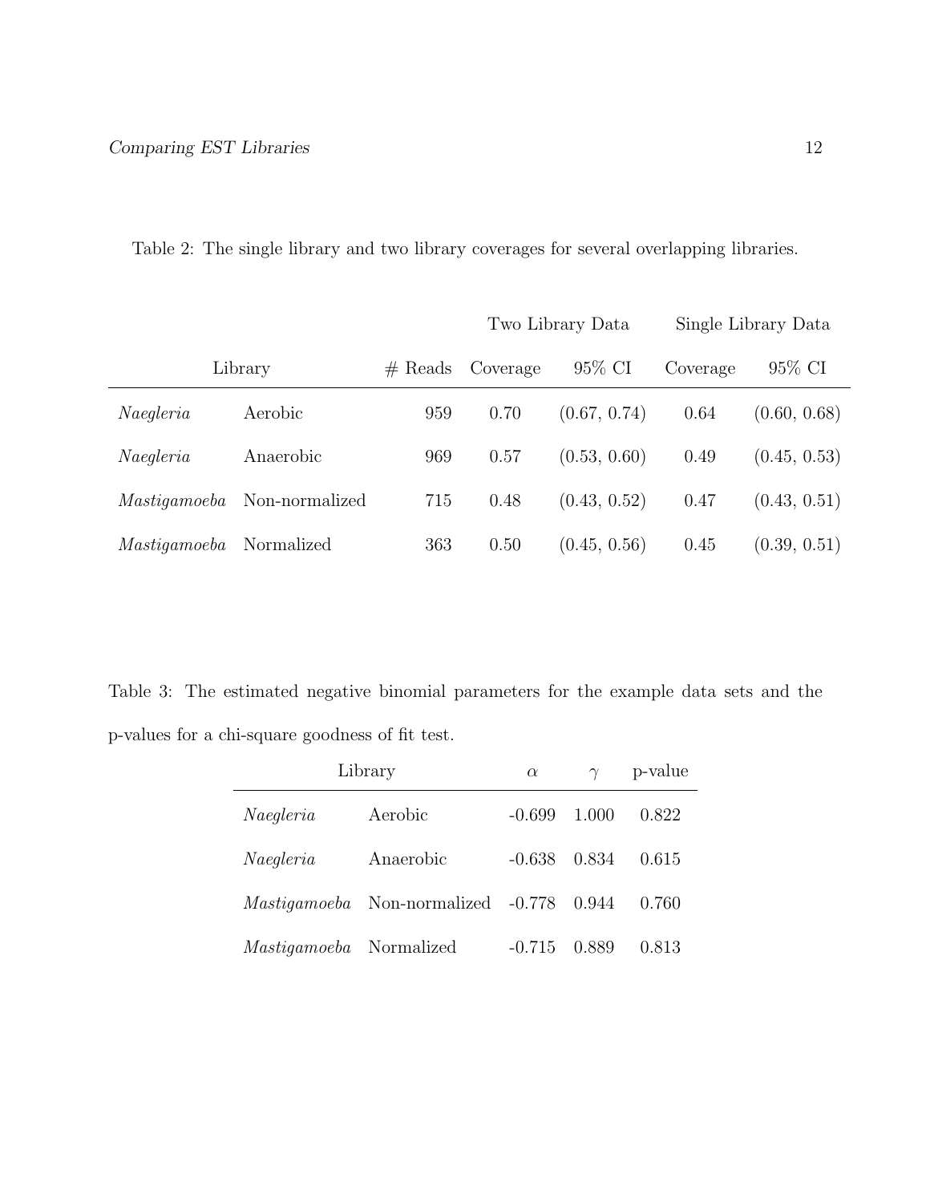Table 2: The single library and two library coverages for several overlapping libraries.

| Library | | # Reads | Two Library Data | | Single Library Data | |
|---|---|---|---|---|---|---|
| | | | Coverage | 95% CI | Coverage | 95% CI |
| *Naegleria* | Aerobic | 959 | 0.70 | (0.67, 0.74) | 0.64 | (0.60, 0.68) |
| *Naegleria* | Anaerobic | 969 | 0.57 | (0.53, 0.60) | 0.49 | (0.45, 0.53) |
| *Mastigamoeba* | Non-normalized | 715 | 0.48 | (0.43, 0.52) | 0.47 | (0.43, 0.51) |
| *Mastigamoeba* | Normalized | 363 | 0.50 | (0.45, 0.56) | 0.45 | (0.39, 0.51) |

Table 3: The estimated negative binomial parameters for the example data sets and the p-values for a chi-square goodness of fit test.

| Library | | $\alpha$ | $\gamma$ | p-value |
|---|---|---|---|---|
| *Naegleria* | Aerobic | -0.699 | 1.000 | 0.822 |
| *Naegleria* | Anaerobic | -0.638 | 0.834 | 0.615 |
| *Mastigamoeba* | Non-normalized | -0.778 | 0.944 | 0.760 |
| *Mastigamoeba* | Normalized | -0.715 | 0.889 | 0.813 |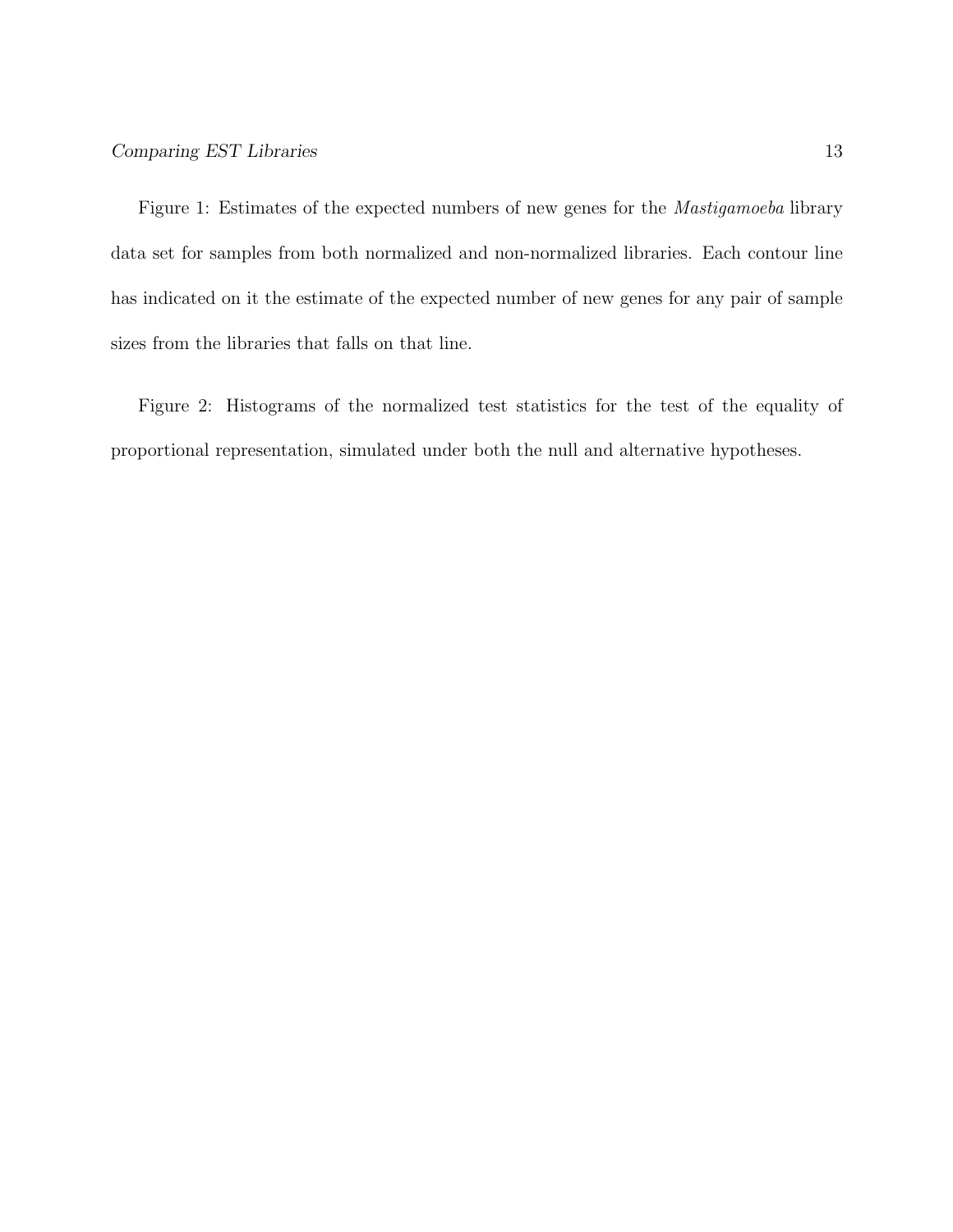Figure 1: Estimates of the expected numbers of new genes for the *Mastigamoeba* library data set for samples from both normalized and non-normalized libraries. Each contour line has indicated on it the estimate of the expected number of new genes for any pair of sample sizes from the libraries that falls on that line.

Figure 2: Histograms of the normalized test statistics for the test of the equality of proportional representation, simulated under both the null and alternative hypotheses.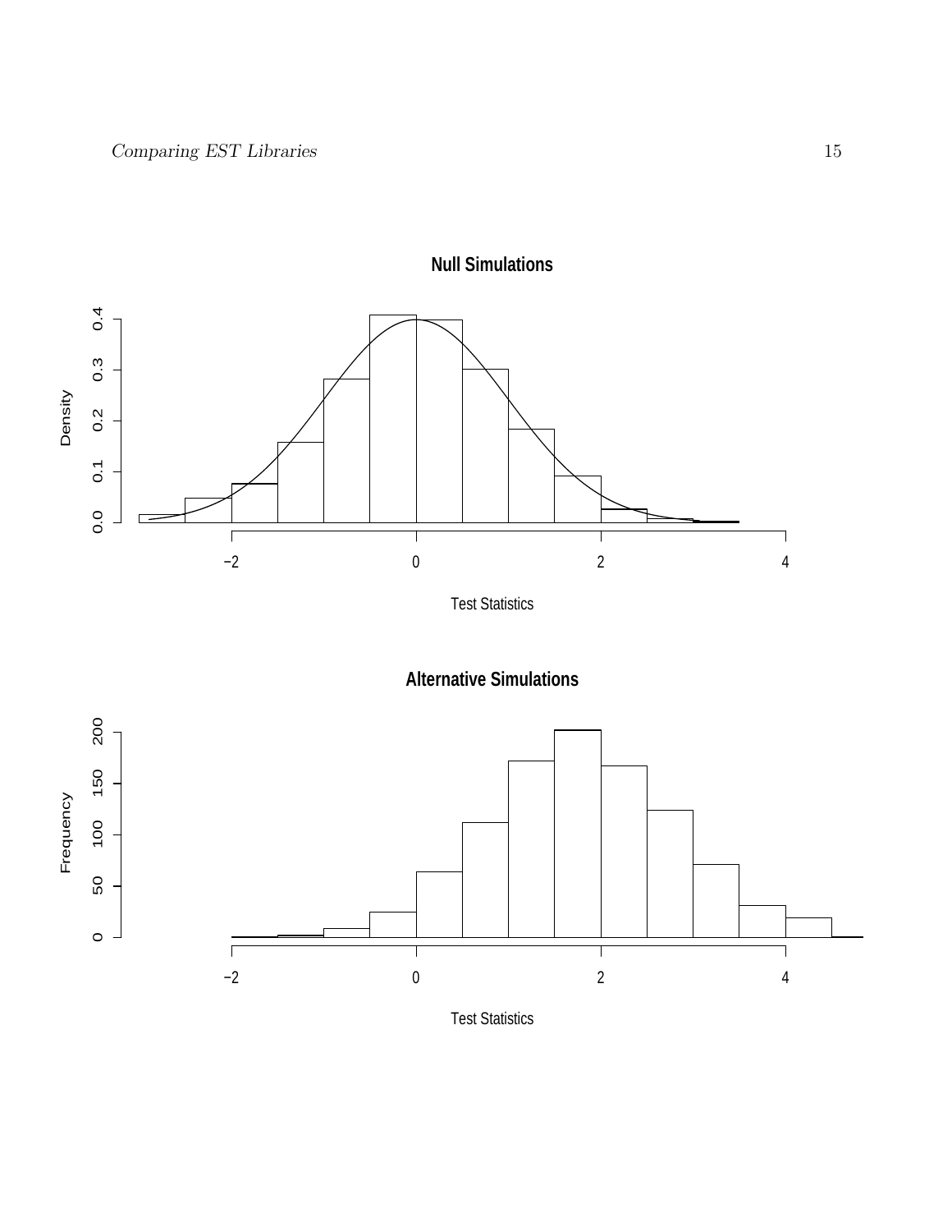**Null Simulations**

Density

0.0
0.1
0.2
0.3
0.4

−2
0
2
4

Test Statistics

**Alternative Simulations**

Frequency

0
50
100
150
200

−2
0
2
4

Test Statistics